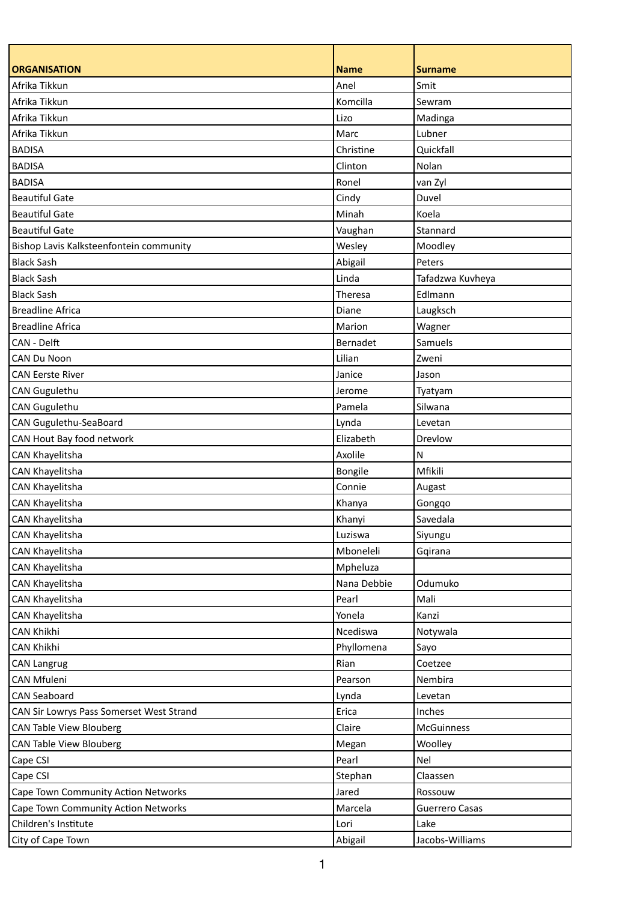| ORGANISATION | Name | Surname |
|---|---|---|
| Afrika Tikkun | Anel | Smit |
| Afrika Tikkun | Komcilla | Sewram |
| Afrika Tikkun | Lizo | Madinga |
| Afrika Tikkun | Marc | Lubner |
| BADISA | Christine | Quickfall |
| BADISA | Clinton | Nolan |
| BADISA | Ronel | van Zyl |
| Beautiful Gate | Cindy | Duvel |
| Beautiful Gate | Minah | Koela |
| Beautiful Gate | Vaughan | Stannard |
| Bishop Lavis Kalksteenfontein community | Wesley | Moodley |
| Black Sash | Abigail | Peters |
| Black Sash | Linda | Tafadzwa Kuvheya |
| Black Sash | Theresa | Edlmann |
| Breadline Africa | Diane | Laugksch |
| Breadline Africa | Marion | Wagner |
| CAN - Delft | Bernadet | Samuels |
| CAN Du Noon | Lilian | Zweni |
| CAN Eerste River | Janice | Jason |
| CAN Gugulethu | Jerome | Tyatyam |
| CAN Gugulethu | Pamela | Silwana |
| CAN Gugulethu-SeaBoard | Lynda | Levetan |
| CAN Hout Bay food network | Elizabeth | Drevlow |
| CAN Khayelitsha | Axolile | N |
| CAN Khayelitsha | Bongile | Mfikili |
| CAN Khayelitsha | Connie | Augast |
| CAN Khayelitsha | Khanya | Gongqo |
| CAN Khayelitsha | Khanyi | Savedala |
| CAN Khayelitsha | Luziswa | Siyungu |
| CAN Khayelitsha | Mboneleli | Gqirana |
| CAN Khayelitsha | Mpheluza | |
| CAN Khayelitsha | Nana Debbie | Odumuko |
| CAN Khayelitsha | Pearl | Mali |
| CAN Khayelitsha | Yonela | Kanzi |
| CAN Khikhi | Ncediswa | Notywala |
| CAN Khikhi | Phyllomena | Sayo |
| CAN Langrug | Rian | Coetzee |
| CAN Mfuleni | Pearson | Nembira |
| CAN Seaboard | Lynda | Levetan |
| CAN Sir Lowrys Pass Somerset West Strand | Erica | Inches |
| CAN Table View Blouberg | Claire | McGuinness |
| CAN Table View Blouberg | Megan | Woolley |
| Cape CSI | Pearl | Nel |
| Cape CSI | Stephan | Claassen |
| Cape Town Community Action Networks | Jared | Rossouw |
| Cape Town Community Action Networks | Marcela | Guerrero Casas |
| Children's Institute | Lori | Lake |
| City of Cape Town | Abigail | Jacobs-Williams |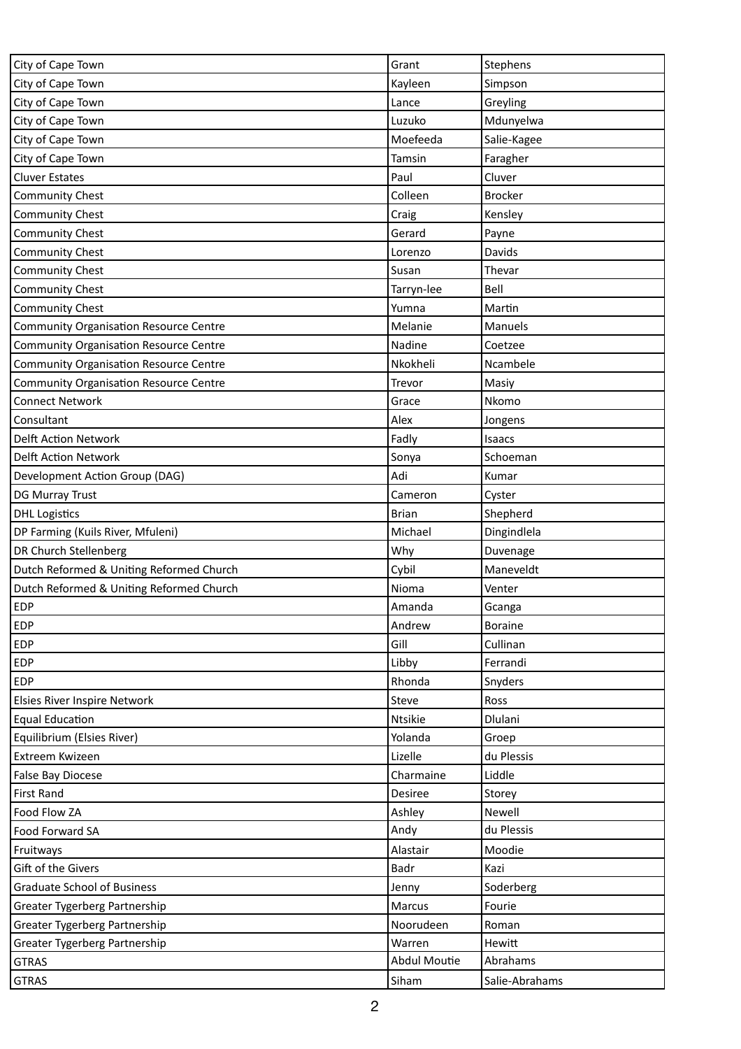| | | |
|---|---|---|
| City of Cape Town | Grant | Stephens |
| City of Cape Town | Kayleen | Simpson |
| City of Cape Town | Lance | Greyling |
| City of Cape Town | Luzuko | Mdunyelwa |
| City of Cape Town | Moefeeda | Salie-Kagee |
| City of Cape Town | Tamsin | Faragher |
| Cluver Estates | Paul | Cluver |
| Community Chest | Colleen | Brocker |
| Community Chest | Craig | Kensley |
| Community Chest | Gerard | Payne |
| Community Chest | Lorenzo | Davids |
| Community Chest | Susan | Thevar |
| Community Chest | Tarryn-lee | Bell |
| Community Chest | Yumna | Martin |
| Community Organisation Resource Centre | Melanie | Manuels |
| Community Organisation Resource Centre | Nadine | Coetzee |
| Community Organisation Resource Centre | Nkokheli | Ncambele |
| Community Organisation Resource Centre | Trevor | Masiy |
| Connect Network | Grace | Nkomo |
| Consultant | Alex | Jongens |
| Delft Action Network | Fadly | Isaacs |
| Delft Action Network | Sonya | Schoeman |
| Development Action Group (DAG) | Adi | Kumar |
| DG Murray Trust | Cameron | Cyster |
| DHL Logistics | Brian | Shepherd |
| DP Farming (Kuils River, Mfuleni) | Michael | Dingindlela |
| DR Church Stellenberg | Why | Duvenage |
| Dutch Reformed & Uniting Reformed Church | Cybil | Maneveldt |
| Dutch Reformed & Uniting Reformed Church | Nioma | Venter |
| EDP | Amanda | Gcanga |
| EDP | Andrew | Boraine |
| EDP | Gill | Cullinan |
| EDP | Libby | Ferrandi |
| EDP | Rhonda | Snyders |
| Elsies River Inspire Network | Steve | Ross |
| Equal Education | Ntsikie | Dlulani |
| Equilibrium (Elsies River) | Yolanda | Groep |
| Extreem Kwizeen | Lizelle | du Plessis |
| False Bay Diocese | Charmaine | Liddle |
| First Rand | Desiree | Storey |
| Food Flow ZA | Ashley | Newell |
| Food Forward SA | Andy | du Plessis |
| Fruitways | Alastair | Moodie |
| Gift of the Givers | Badr | Kazi |
| Graduate School of Business | Jenny | Soderberg |
| Greater Tygerberg Partnership | Marcus | Fourie |
| Greater Tygerberg Partnership | Noorudeen | Roman |
| Greater Tygerberg Partnership | Warren | Hewitt |
| GTRAS | Abdul Moutie | Abrahams |
| GTRAS | Siham | Salie-Abrahams |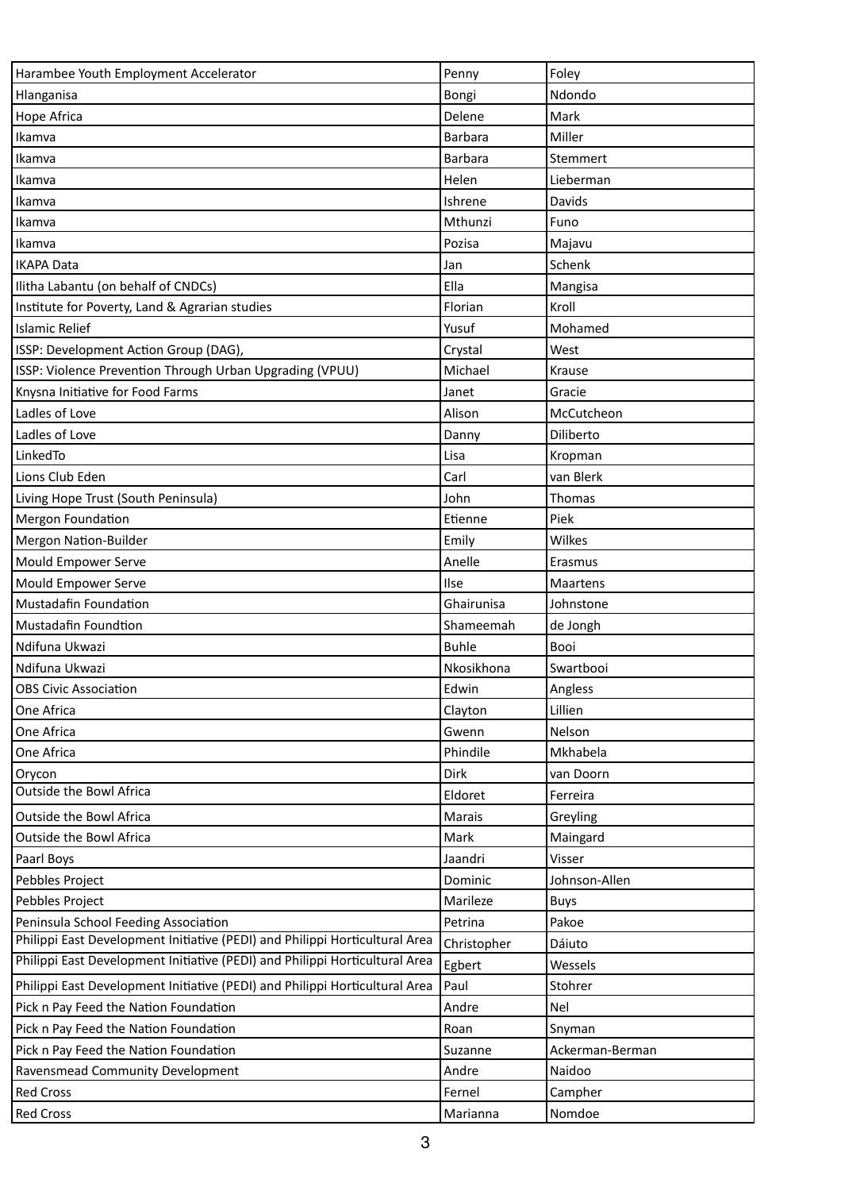| | | |
|---|---|---|
| Harambee Youth Employment Accelerator | Penny | Foley |
| Hlanganisa | Bongi | Ndondo |
| Hope Africa | Delene | Mark |
| Ikamva | Barbara | Miller |
| Ikamva | Barbara | Stemmert |
| Ikamva | Helen | Lieberman |
| Ikamva | Ishrene | Davids |
| Ikamva | Mthunzi | Funo |
| Ikamva | Pozisa | Majavu |
| IKAPA Data | Jan | Schenk |
| Ilitha Labantu (on behalf of CNDCs) | Ella | Mangisa |
| Institute for Poverty, Land & Agrarian studies | Florian | Kroll |
| Islamic Relief | Yusuf | Mohamed |
| ISSP: Development Action Group (DAG), | Crystal | West |
| ISSP: Violence Prevention Through Urban Upgrading (VPUU) | Michael | Krause |
| Knysna Initiative for Food Farms | Janet | Gracie |
| Ladles of Love | Alison | McCutcheon |
| Ladles of Love | Danny | Diliberto |
| LinkedTo | Lisa | Kropman |
| Lions Club Eden | Carl | van Blerk |
| Living Hope Trust (South Peninsula) | John | Thomas |
| Mergon Foundation | Etienne | Piek |
| Mergon Nation-Builder | Emily | Wilkes |
| Mould Empower Serve | Anelle | Erasmus |
| Mould Empower Serve | Ilse | Maartens |
| Mustadafin Foundation | Ghairunisa | Johnstone |
| Mustadafin Foundtion | Shameemah | de Jongh |
| Ndifuna Ukwazi | Buhle | Booi |
| Ndifuna Ukwazi | Nkosikhona | Swartbooi |
| OBS Civic Association | Edwin | Angless |
| One Africa | Clayton | Lillien |
| One Africa | Gwenn | Nelson |
| One Africa | Phindile | Mkhabela |
| Orycon | Dirk | van Doorn |
| Outside the Bowl Africa | Eldoret | Ferreira |
| Outside the Bowl Africa | Marais | Greyling |
| Outside the Bowl Africa | Mark | Maingard |
| Paarl Boys | Jaandri | Visser |
| Pebbles Project | Dominic | Johnson-Allen |
| Pebbles Project | Marileze | Buys |
| Peninsula School Feeding Association | Petrina | Pakoe |
| Philippi East Development Initiative (PEDI) and Philippi Horticultural Area | Christopher | Dáiuto |
| Philippi East Development Initiative (PEDI) and Philippi Horticultural Area | Egbert | Wessels |
| Philippi East Development Initiative (PEDI) and Philippi Horticultural Area | Paul | Stohrer |
| Pick n Pay Feed the Nation Foundation | Andre | Nel |
| Pick n Pay Feed the Nation Foundation | Roan | Snyman |
| Pick n Pay Feed the Nation Foundation | Suzanne | Ackerman-Berman |
| Ravensmead Community Development | Andre | Naidoo |
| Red Cross | Fernel | Campher |
| Red Cross | Marianna | Nomdoe |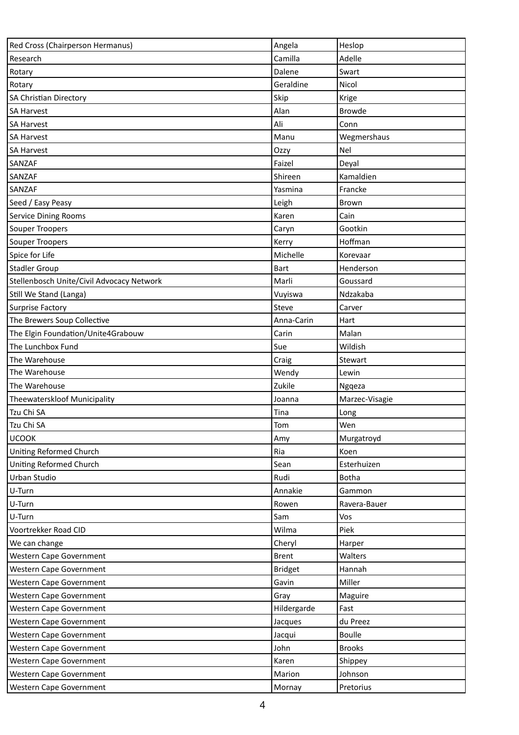| | | |
|---|---|---|
| Red Cross (Chairperson Hermanus) | Angela | Heslop |
| Research | Camilla | Adelle |
| Rotary | Dalene | Swart |
| Rotary | Geraldine | Nicol |
| SA Christian Directory | Skip | Krige |
| SA Harvest | Alan | Browde |
| SA Harvest | Ali | Conn |
| SA Harvest | Manu | Wegmershaus |
| SA Harvest | Ozzy | Nel |
| SANZAF | Faizel | Deyal |
| SANZAF | Shireen | Kamaldien |
| SANZAF | Yasmina | Francke |
| Seed / Easy Peasy | Leigh | Brown |
| Service Dining Rooms | Karen | Cain |
| Souper Troopers | Caryn | Gootkin |
| Souper Troopers | Kerry | Hoffman |
| Spice for Life | Michelle | Korevaar |
| Stadler Group | Bart | Henderson |
| Stellenbosch Unite/Civil Advocacy Network | Marli | Goussard |
| Still We Stand (Langa) | Vuyiswa | Ndzakaba |
| Surprise Factory | Steve | Carver |
| The Brewers Soup Collective | Anna-Carin | Hart |
| The Elgin Foundation/Unite4Grabouw | Carin | Malan |
| The Lunchbox Fund | Sue | Wildish |
| The Warehouse | Craig | Stewart |
| The Warehouse | Wendy | Lewin |
| The Warehouse | Zukile | Ngqeza |
| Theewaterskloof Municipality | Joanna | Marzec-Visagie |
| Tzu Chi SA | Tina | Long |
| Tzu Chi SA | Tom | Wen |
| UCOOK | Amy | Murgatroyd |
| Uniting Reformed Church | Ria | Koen |
| Uniting Reformed Church | Sean | Esterhuizen |
| Urban Studio | Rudi | Botha |
| U-Turn | Annakie | Gammon |
| U-Turn | Rowen | Ravera-Bauer |
| U-Turn | Sam | Vos |
| Voortrekker Road CID | Wilma | Piek |
| We can change | Cheryl | Harper |
| Western Cape Government | Brent | Walters |
| Western Cape Government | Bridget | Hannah |
| Western Cape Government | Gavin | Miller |
| Western Cape Government | Gray | Maguire |
| Western Cape Government | Hildergarde | Fast |
| Western Cape Government | Jacques | du Preez |
| Western Cape Government | Jacqui | Boulle |
| Western Cape Government | John | Brooks |
| Western Cape Government | Karen | Shippey |
| Western Cape Government | Marion | Johnson |
| Western Cape Government | Mornay | Pretorius |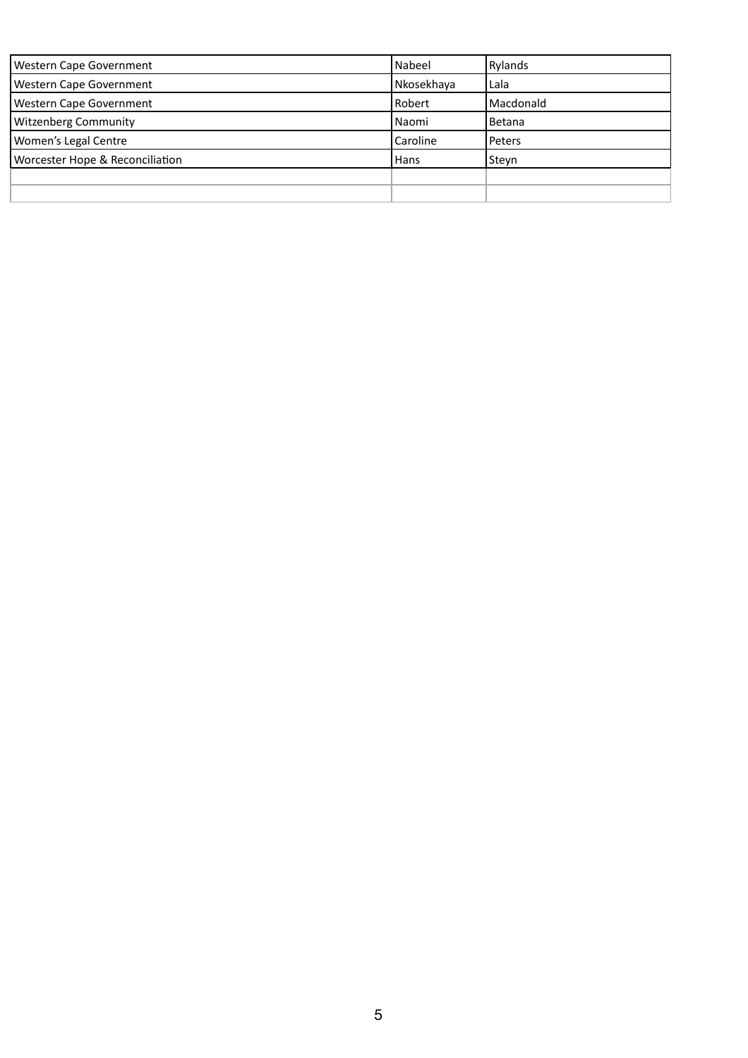| | | |
|---|---|---|
| Western Cape Government | Nabeel | Rylands |
| Western Cape Government | Nkosekhaya | Lala |
| Western Cape Government | Robert | Macdonald |
| Witzenberg Community | Naomi | Betana |
| Women's Legal Centre | Caroline | Peters |
| Worcester Hope & Reconciliation | Hans | Steyn |
| | | |
| | | |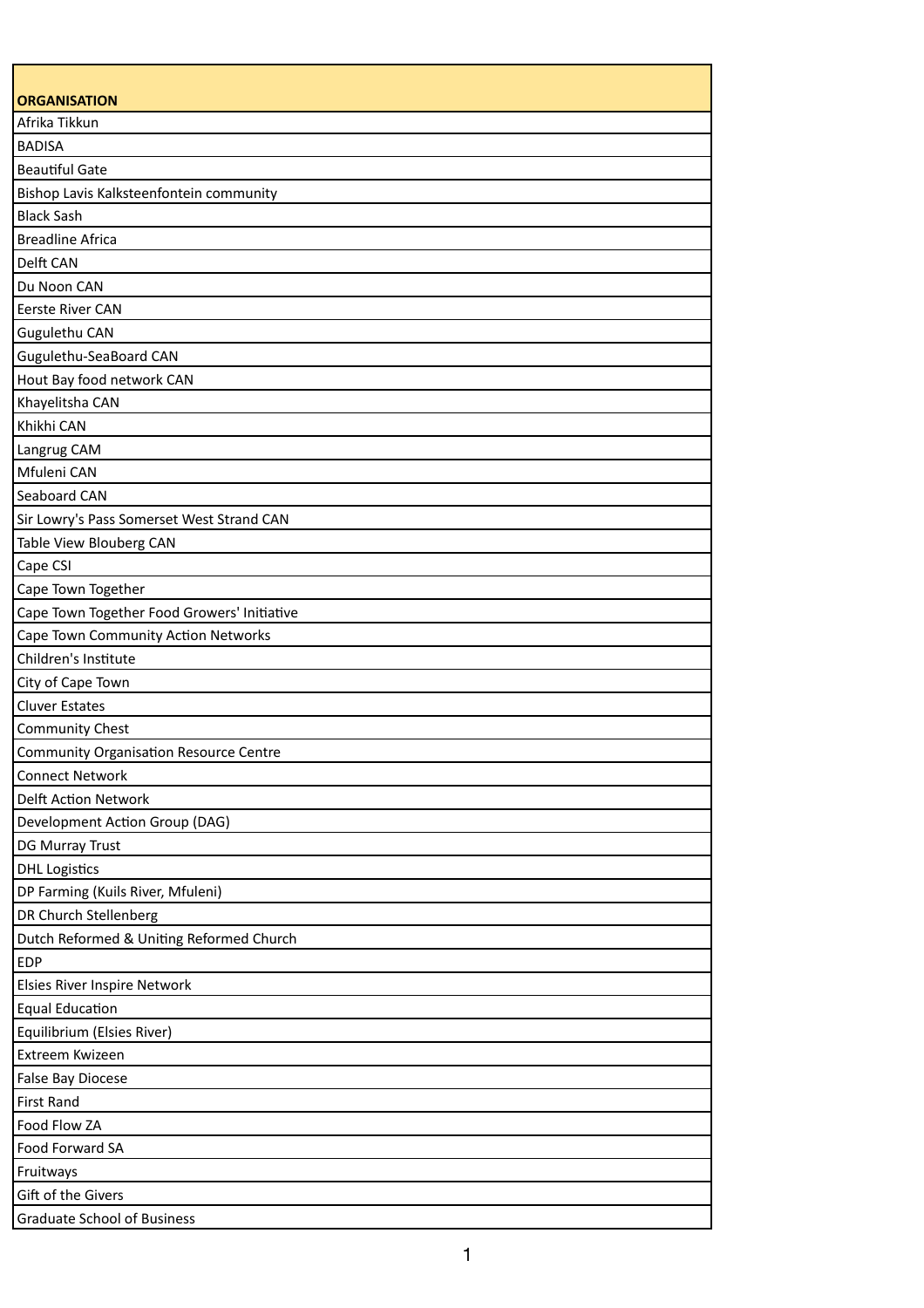| ORGANISATION |
|---|
| Afrika Tikkun |
| BADISA |
| Beautiful Gate |
| Bishop Lavis Kalksteenfontein community |
| Black Sash |
| Breadline Africa |
| Delft CAN |
| Du Noon CAN |
| Eerste River CAN |
| Gugulethu CAN |
| Gugulethu-SeaBoard CAN |
| Hout Bay food network CAN |
| Khayelitsha CAN |
| Khikhi CAN |
| Langrug CAM |
| Mfuleni CAN |
| Seaboard CAN |
| Sir Lowry's Pass Somerset West Strand CAN |
| Table View Blouberg CAN |
| Cape CSI |
| Cape Town Together |
| Cape Town Together Food Growers' Initiative |
| Cape Town Community Action Networks |
| Children's Institute |
| City of Cape Town |
| Cluver Estates |
| Community Chest |
| Community Organisation Resource Centre |
| Connect Network |
| Delft Action Network |
| Development Action Group (DAG) |
| DG Murray Trust |
| DHL Logistics |
| DP Farming (Kuils River, Mfuleni) |
| DR Church Stellenberg |
| Dutch Reformed & Uniting Reformed Church |
| EDP |
| Elsies River Inspire Network |
| Equal Education |
| Equilibrium (Elsies River) |
| Extreem Kwizeen |
| False Bay Diocese |
| First Rand |
| Food Flow ZA |
| Food Forward SA |
| Fruitways |
| Gift of the Givers |
| Graduate School of Business |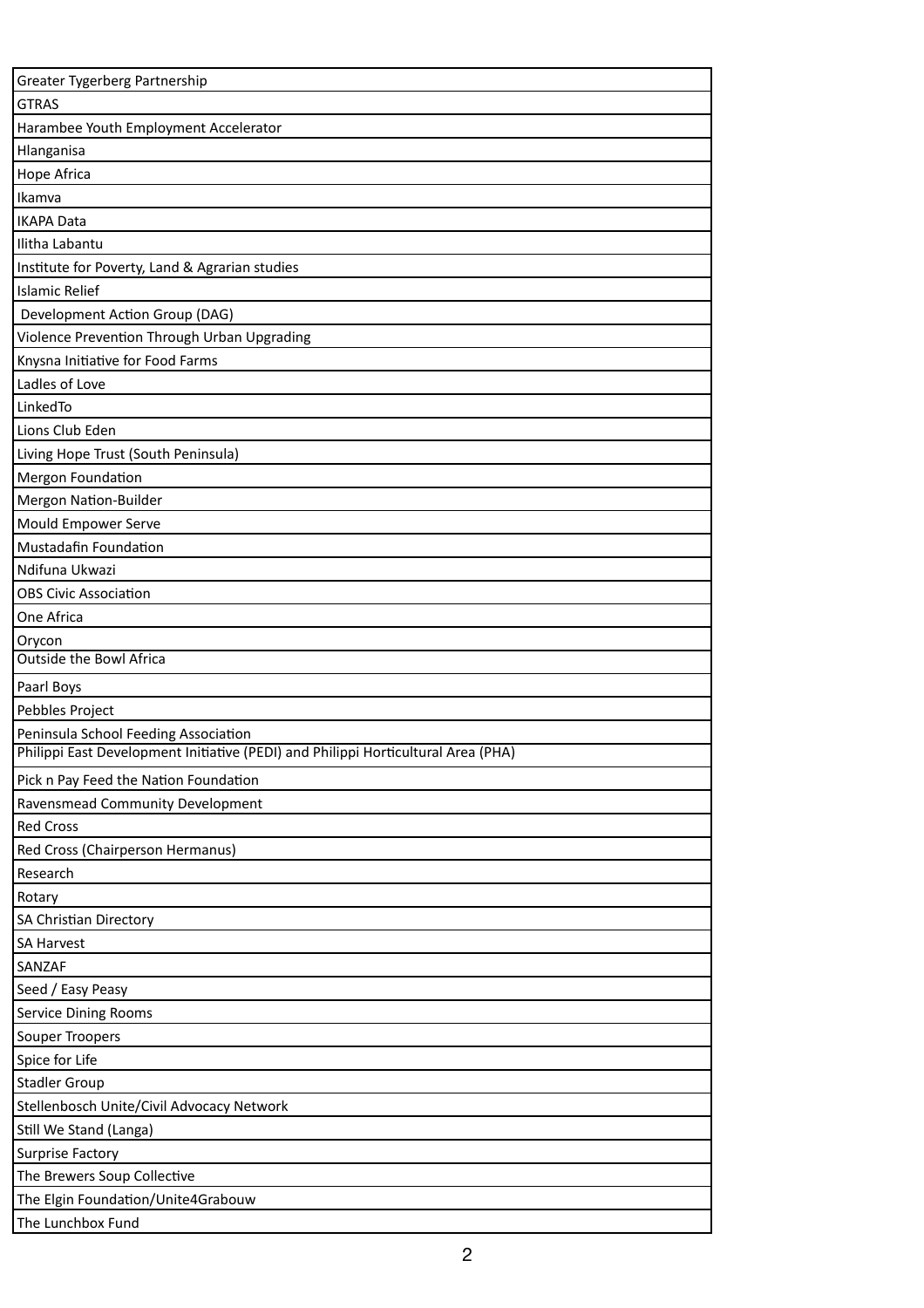| |
|---|
| Greater Tygerberg Partnership |
| GTRAS |
| Harambee Youth Employment Accelerator |
| Hlanganisa |
| Hope Africa |
| Ikamva |
| IKAPA Data |
| Ilitha Labantu |
| Institute for Poverty, Land & Agrarian studies |
| Islamic Relief |
| Development Action Group (DAG) |
| Violence Prevention Through Urban Upgrading |
| Knysna Initiative for Food Farms |
| Ladles of Love |
| LinkedTo |
| Lions Club Eden |
| Living Hope Trust (South Peninsula) |
| Mergon Foundation |
| Mergon Nation-Builder |
| Mould Empower Serve |
| Mustadafin Foundation |
| Ndifuna Ukwazi |
| OBS Civic Association |
| One Africa |
| Orycon<br>Outside the Bowl Africa |
| Paarl Boys |
| Pebbles Project |
| Peninsula School Feeding Association<br>Philippi East Development Initiative (PEDI) and Philippi Horticultural Area (PHA) |
| Pick n Pay Feed the Nation Foundation |
| Ravensmead Community Development |
| Red Cross |
| Red Cross (Chairperson Hermanus) |
| Research |
| Rotary |
| SA Christian Directory |
| SA Harvest |
| SANZAF |
| Seed / Easy Peasy |
| Service Dining Rooms |
| Souper Troopers |
| Spice for Life |
| Stadler Group |
| Stellenbosch Unite/Civil Advocacy Network |
| Still We Stand (Langa) |
| Surprise Factory |
| The Brewers Soup Collective |
| The Elgin Foundation/Unite4Grabouw |
| The Lunchbox Fund |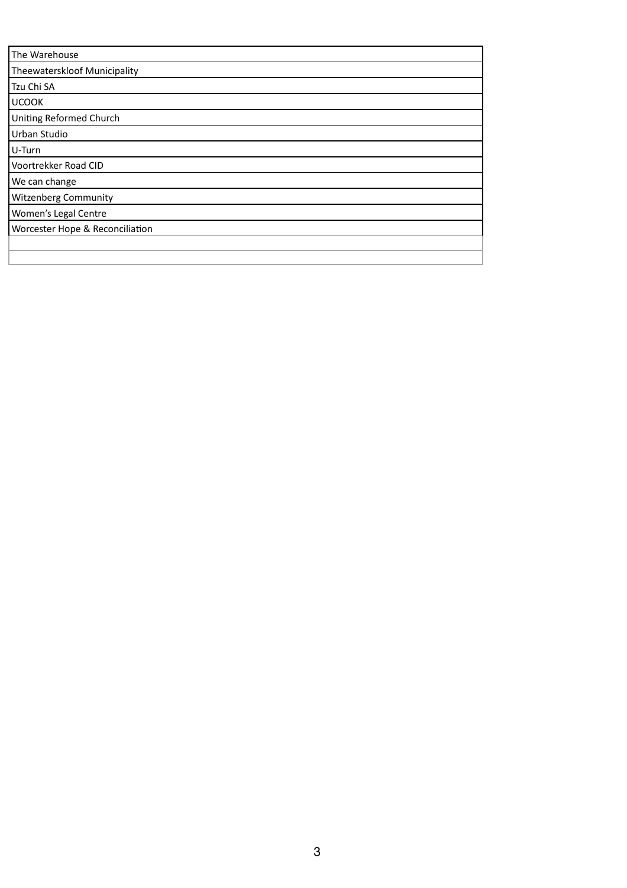| |
|---|
| The Warehouse |
| Theewaterskloof Municipality |
| Tzu Chi SA |
| UCOOK |
| Uniting Reformed Church |
| Urban Studio |
| U-Turn |
| Voortrekker Road CID |
| We can change |
| Witzenberg Community |
| Women's Legal Centre |
| Worcester Hope & Reconciliation |
| |
| |